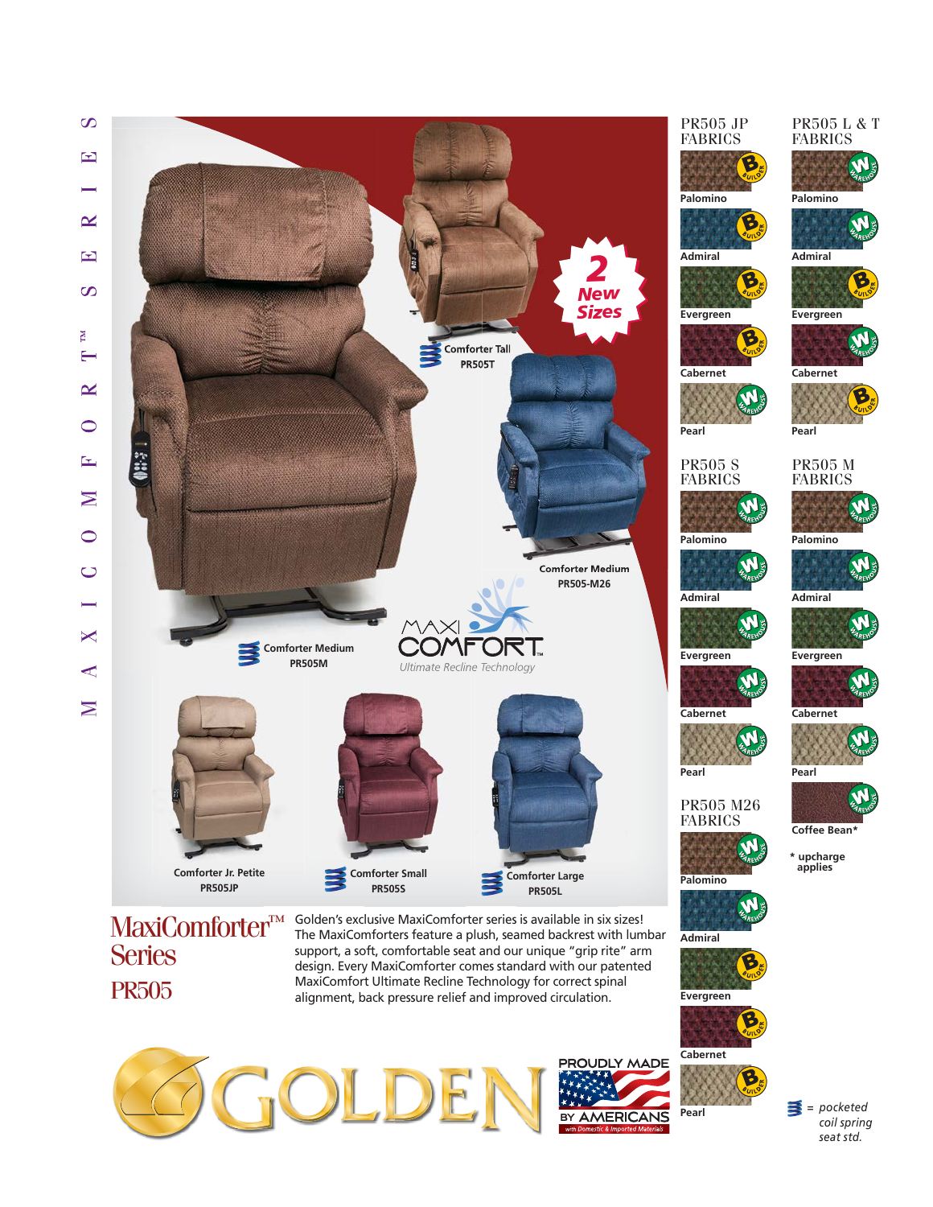MAXICOMFORT™ SERIES

2 New Sizes

Comforter Tall
PR505T

Comforter Medium
PR505-M26

Comforter Medium
PR505M

MAXI COMFORT™
*Ultimate Recline Technology*

Comforter Jr. Petite
PR505JP

Comforter Small
PR505S

Comforter Large
PR505L

# MaxiComforter™ Series
## PR505

Golden's exclusive MaxiComforter series is available in six sizes! The MaxiComforters feature a plush, seamed backrest with lumbar support, a soft, comfortable seat and our unique "grip rite" arm design. Every MaxiComforter comes standard with our patented MaxiComfort Ultimate Recline Technology for correct spinal alignment, back pressure relief and improved circulation.

GOLDEN

PROUDLY MADE BY AMERICANS with Domestic & Imported Materials

### PR505 JP FABRICS
- Palomino (Builder)
- Admiral (Builder)
- Evergreen (Builder)
- Cabernet (Builder)
- Pearl (Warehouse)

### PR505 L & T FABRICS
- Palomino (Warehouse)
- Admiral (Warehouse)
- Evergreen (Builder)
- Cabernet (Warehouse)
- Pearl (Builder)

### PR505 S FABRICS
- Palomino (Warehouse)
- Admiral (Warehouse)
- Evergreen (Warehouse)
- Cabernet (Warehouse)
- Pearl (Warehouse)

### PR505 M FABRICS
- Palomino (Warehouse)
- Admiral (Warehouse)
- Evergreen (Warehouse)
- Cabernet (Warehouse)
- Pearl (Warehouse)
- Coffee Bean* (Warehouse)

\* upcharge applies

### PR505 M26 FABRICS
- Palomino (Warehouse)
- Admiral (Warehouse)
- Evergreen (Builder)
- Cabernet (Builder)
- Pearl (Builder)

= *pocketed coil spring seat std.*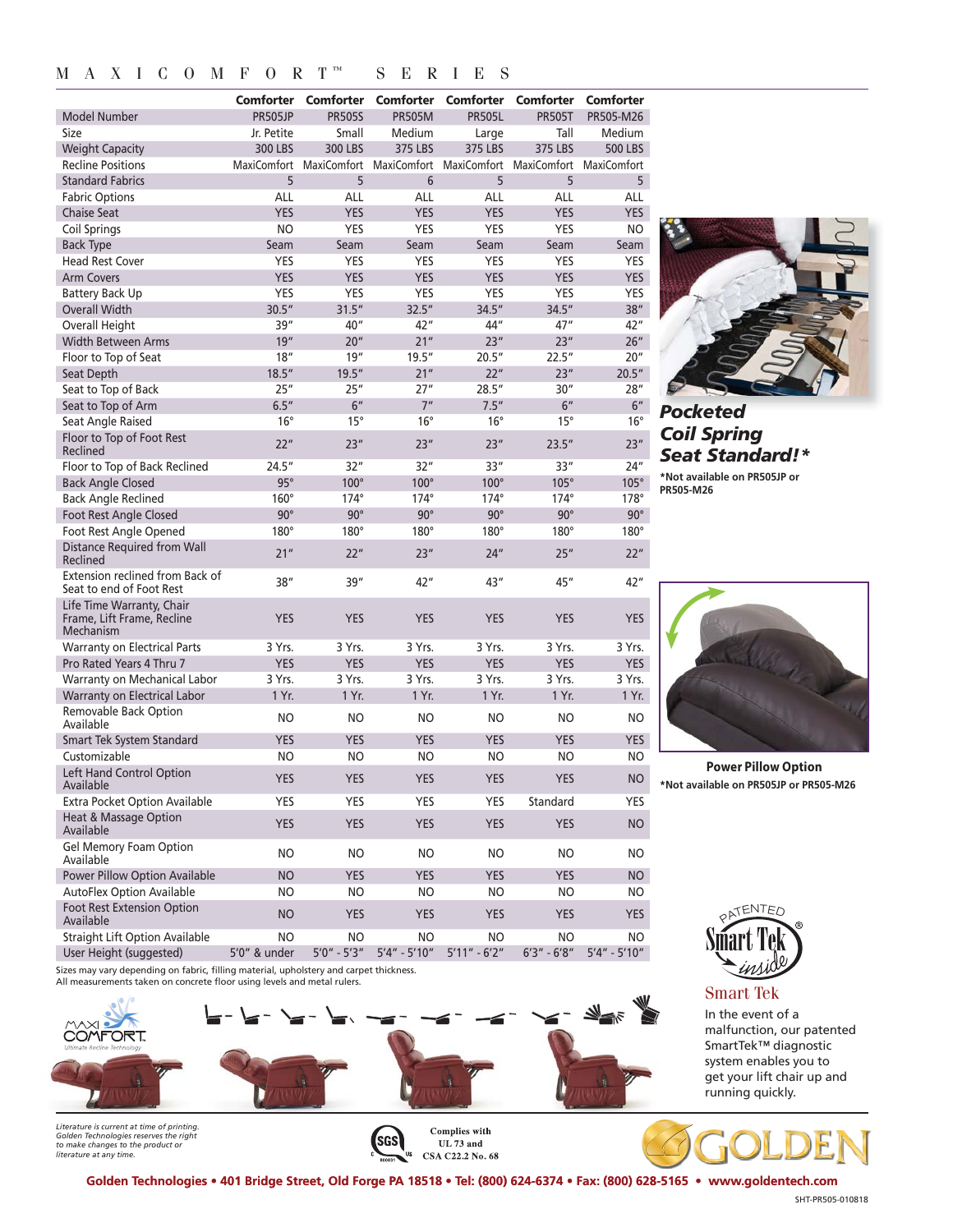# MAXICOMFORT™ SERIES

| | Comforter | Comforter | Comforter | Comforter | Comforter | Comforter |
|---|---|---|---|---|---|---|
| Model Number | PR505JP | PR505S | PR505M | PR505L | PR505T | PR505-M26 |
| Size | Jr. Petite | Small | Medium | Large | Tall | Medium |
| Weight Capacity | 300 LBS | 300 LBS | 375 LBS | 375 LBS | 375 LBS | 500 LBS |
| Recline Positions | MaxiComfort | MaxiComfort | MaxiComfort | MaxiComfort | MaxiComfort | MaxiComfort |
| Standard Fabrics | 5 | 5 | 6 | 5 | 5 | 5 |
| Fabric Options | ALL | ALL | ALL | ALL | ALL | ALL |
| Chaise Seat | YES | YES | YES | YES | YES | YES |
| Coil Springs | NO | YES | YES | YES | YES | NO |
| Back Type | Seam | Seam | Seam | Seam | Seam | Seam |
| Head Rest Cover | YES | YES | YES | YES | YES | YES |
| Arm Covers | YES | YES | YES | YES | YES | YES |
| Battery Back Up | YES | YES | YES | YES | YES | YES |
| Overall Width | 30.5" | 31.5" | 32.5" | 34.5" | 34.5" | 38" |
| Overall Height | 39" | 40" | 42" | 44" | 47" | 42" |
| Width Between Arms | 19" | 20" | 21" | 23" | 23" | 26" |
| Floor to Top of Seat | 18" | 19" | 19.5" | 20.5" | 22.5" | 20" |
| Seat Depth | 18.5" | 19.5" | 21" | 22" | 23" | 20.5" |
| Seat to Top of Back | 25" | 25" | 27" | 28.5" | 30" | 28" |
| Seat to Top of Arm | 6.5" | 6" | 7" | 7.5" | 6" | 6" |
| Seat Angle Raised | 16° | 15° | 16° | 16° | 15° | 16° |
| Floor to Top of Foot Rest Reclined | 22" | 23" | 23" | 23" | 23.5" | 23" |
| Floor to Top of Back Reclined | 24.5" | 32" | 32" | 33" | 33" | 24" |
| Back Angle Closed | 95° | 100° | 100° | 100° | 105° | 105° |
| Back Angle Reclined | 160° | 174° | 174° | 174° | 174° | 178° |
| Foot Rest Angle Closed | 90° | 90° | 90° | 90° | 90° | 90° |
| Foot Rest Angle Opened | 180° | 180° | 180° | 180° | 180° | 180° |
| Distance Required from Wall Reclined | 21" | 22" | 23" | 24" | 25" | 22" |
| Extension reclined from Back of Seat to end of Foot Rest | 38" | 39" | 42" | 43" | 45" | 42" |
| Life Time Warranty, Chair Frame, Lift Frame, Recline Mechanism | YES | YES | YES | YES | YES | YES |
| Warranty on Electrical Parts | 3 Yrs. | 3 Yrs. | 3 Yrs. | 3 Yrs. | 3 Yrs. | 3 Yrs. |
| Pro Rated Years 4 Thru 7 | YES | YES | YES | YES | YES | YES |
| Warranty on Mechanical Labor | 3 Yrs. | 3 Yrs. | 3 Yrs. | 3 Yrs. | 3 Yrs. | 3 Yrs. |
| Warranty on Electrical Labor | 1 Yr. | 1 Yr. | 1 Yr. | 1 Yr. | 1 Yr. | 1 Yr. |
| Removable Back Option Available | NO | NO | NO | NO | NO | NO |
| Smart Tek System Standard | YES | YES | YES | YES | YES | YES |
| Customizable | NO | NO | NO | NO | NO | NO |
| Left Hand Control Option Available | YES | YES | YES | YES | YES | NO |
| Extra Pocket Option Available | YES | YES | YES | YES | Standard | YES |
| Heat & Massage Option Available | YES | YES | YES | YES | YES | NO |
| Gel Memory Foam Option Available | NO | NO | NO | NO | NO | NO |
| Power Pillow Option Available | NO | YES | YES | YES | YES | NO |
| AutoFlex Option Available | NO | NO | NO | NO | NO | NO |
| Foot Rest Extension Option Available | NO | YES | YES | YES | YES | YES |
| Straight Lift Option Available | NO | NO | NO | NO | NO | NO |
| User Height (suggested) | 5'0" & under | 5'0" - 5'3" | 5'4" - 5'10" | 5'11" - 6'2" | 6'3" - 6'8" | 5'4" - 5'10" |

Sizes may vary depending on fabric, filling material, upholstery and carpet thickness.
All measurements taken on concrete floor using levels and metal rulers.

***Pocketed Coil Spring Seat Standard!****

***Not available on PR505JP or PR505-M26**

**Power Pillow Option**

***Not available on PR505JP or PR505-M26**

PATENTED Smart Tek® inside

## Smart Tek

In the event of a malfunction, our patented SmartTek™ diagnostic system enables you to get your lift chair up and running quickly.

MAXI COMFORT Ultimate Recline Technology

*Literature is current at time of printing. Golden Technologies reserves the right to make changes to the product or literature at any time.*

Complies with UL 73 and CSA C22.2 No. 68

GOLDEN

**Golden Technologies • 401 Bridge Street, Old Forge PA 18518 • Tel: (800) 624-6374 • Fax: (800) 628-5165 • www.goldentech.com**

SHT-PR505-010818